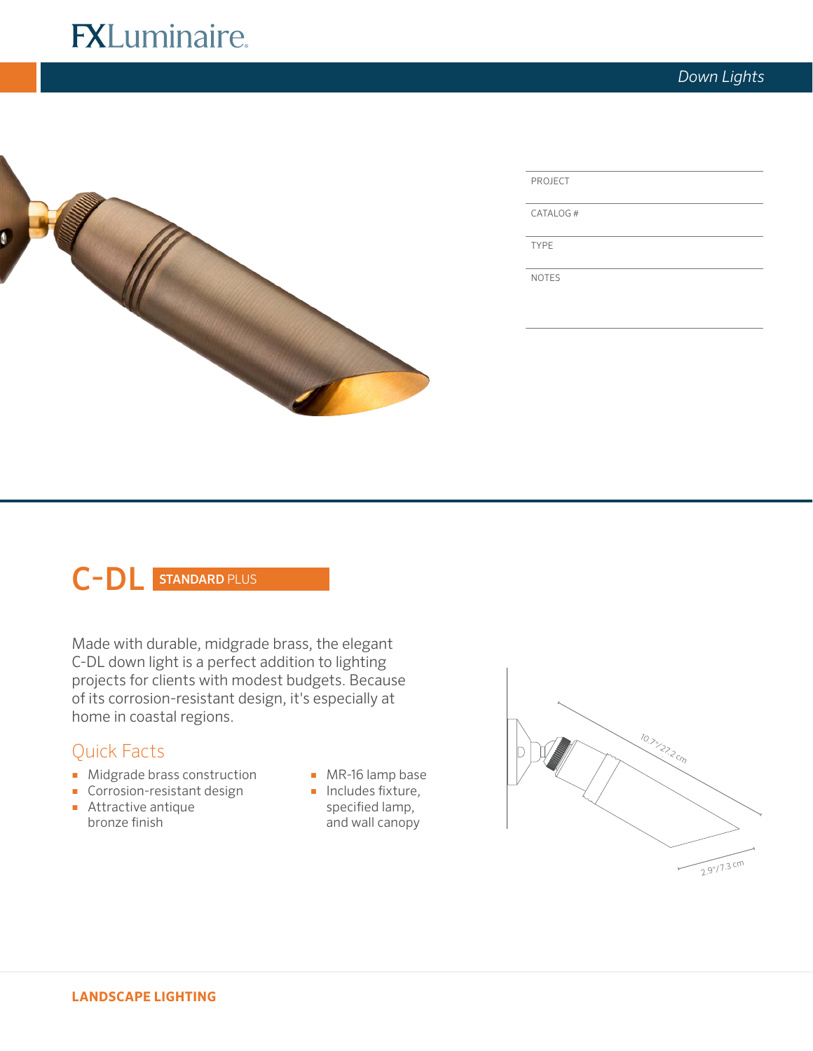FXLuminaire

*Down Lights*

| PROJECT |
|---|
| CATALOG # |
| TYPE |
| NOTES |

# C-DL STANDARD PLUS

Made with durable, midgrade brass, the elegant C-DL down light is a perfect addition to lighting projects for clients with modest budgets. Because of its corrosion-resistant design, it's especially at home in coastal regions.

## Quick Facts

- Midgrade brass construction
- Corrosion-resistant design
- Attractive antique bronze finish
- MR-16 lamp base
- Includes fixture, specified lamp, and wall canopy

10.7"/27.2 cm

2.9"/7.3 cm

**LANDSCAPE LIGHTING**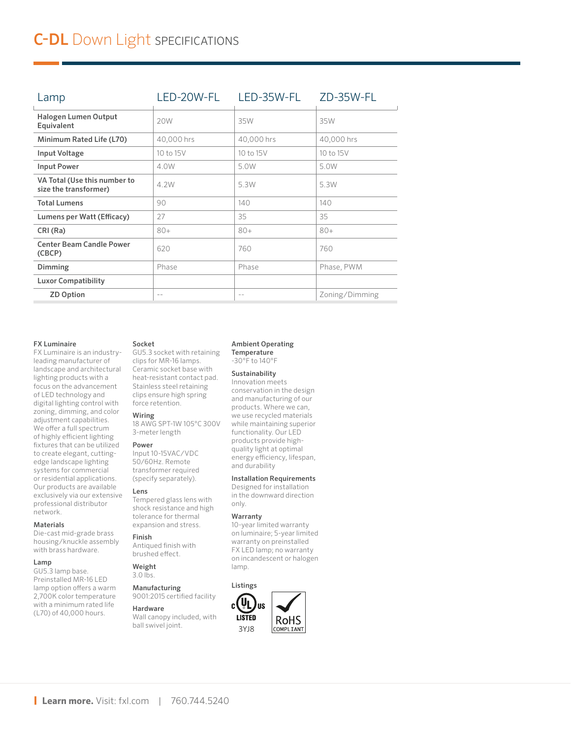# C-DL Down Light SPECIFICATIONS

| Lamp | LED-20W-FL | LED-35W-FL | ZD-35W-FL |
|---|---|---|---|
| **Halogen Lumen Output Equivalent** | 20W | 35W | 35W |
| **Minimum Rated Life (L70)** | 40,000 hrs | 40,000 hrs | 40,000 hrs |
| **Input Voltage** | 10 to 15V | 10 to 15V | 10 to 15V |
| **Input Power** | 4.0W | 5.0W | 5.0W |
| **VA Total (Use this number to size the transformer)** | 4.2W | 5.3W | 5.3W |
| **Total Lumens** | 90 | 140 | 140 |
| **Lumens per Watt (Efficacy)** | 27 | 35 | 35 |
| **CRI (Ra)** | 80+ | 80+ | 80+ |
| **Center Beam Candle Power (CBCP)** | 620 | 760 | 760 |
| **Dimming** | Phase | Phase | Phase, PWM |
| **Luxor Compatibility** | | | |
| **ZD Option** | -- | -- | Zoning/Dimming |

**FX Luminaire**
FX Luminaire is an industry-leading manufacturer of landscape and architectural lighting products with a focus on the advancement of LED technology and digital lighting control with zoning, dimming, and color adjustment capabilities. We offer a full spectrum of highly efficient lighting fixtures that can be utilized to create elegant, cutting-edge landscape lighting systems for commercial or residential applications. Our products are available exclusively via our extensive professional distributor network.

**Materials**
Die-cast mid-grade brass housing/knuckle assembly with brass hardware.

**Lamp**
GU5.3 lamp base. Preinstalled MR-16 LED lamp option offers a warm 2,700K color temperature with a minimum rated life (L70) of 40,000 hours.

**Socket**
GU5.3 socket with retaining clips for MR-16 lamps. Ceramic socket base with heat-resistant contact pad. Stainless steel retaining clips ensure high spring force retention.

**Wiring**
18 AWG SPT-1W 105°C 300V 3-meter length

**Power**
Input 10-15VAC/VDC 50/60Hz. Remote transformer required (specify separately).

**Lens**
Tempered glass lens with shock resistance and high tolerance for thermal expansion and stress.

**Finish**
Antiqued finish with brushed effect.

**Weight**
3.0 lbs.

**Manufacturing**
9001:2015 certified facility

**Hardware**
Wall canopy included, with ball swivel joint.

**Ambient Operating Temperature**
-30°F to 140°F

**Sustainability**
Innovation meets conservation in the design and manufacturing of our products. Where we can, we use recycled materials while maintaining superior functionality. Our LED products provide high-quality light at optimal energy efficiency, lifespan, and durability

**Installation Requirements**
Designed for installation in the downward direction only.

**Warranty**
10-year limited warranty on luminaire; 5-year limited warranty on preinstalled FX LED lamp; no warranty on incandescent or halogen lamp.

**Listings**
c UL us LISTED 3YJ8
RoHS COMPLIANT

**Learn more.** Visit: fxl.com | 760.744.5240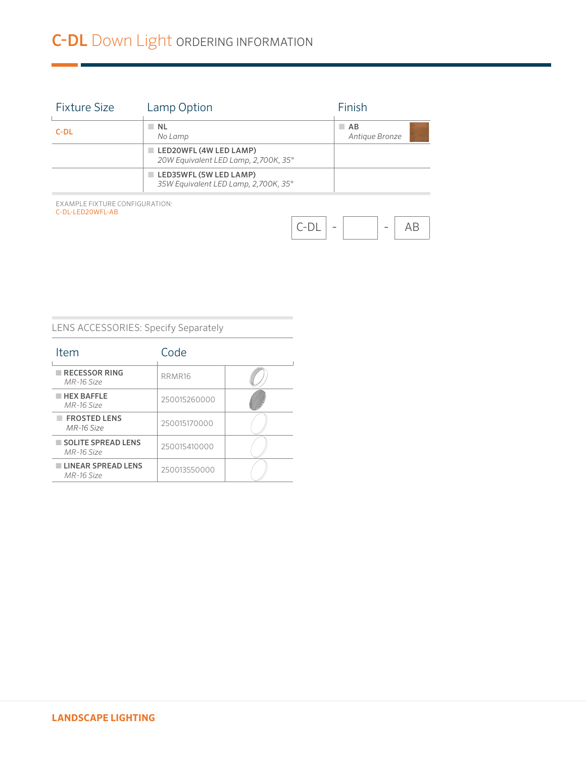# C-DL Down Light ORDERING INFORMATION

| Fixture Size | Lamp Option | Finish |
|---|---|---|
| C-DL | **NL** *No Lamp* | **AB** *Antique Bronze* |
| | **LED20WFL (4W LED LAMP)** *20W Equivalent LED Lamp, 2,700K, 35°* | |
| | **LED35WFL (5W LED LAMP)** *35W Equivalent LED Lamp, 2,700K, 35°* | |

EXAMPLE FIXTURE CONFIGURATION:
C-DL-LED20WFL-AB

C-DL - ____ - AB

LENS ACCESSORIES: Specify Separately

| Item | Code |
|---|---|
| **RECESSOR RING** *MR-16 Size* | RRMR16 |
| **HEX BAFFLE** *MR-16 Size* | 250015260000 |
| **FROSTED LENS** *MR-16 Size* | 250015170000 |
| **SOLITE SPREAD LENS** *MR-16 Size* | 250015410000 |
| **LINEAR SPREAD LENS** *MR-16 Size* | 250013550000 |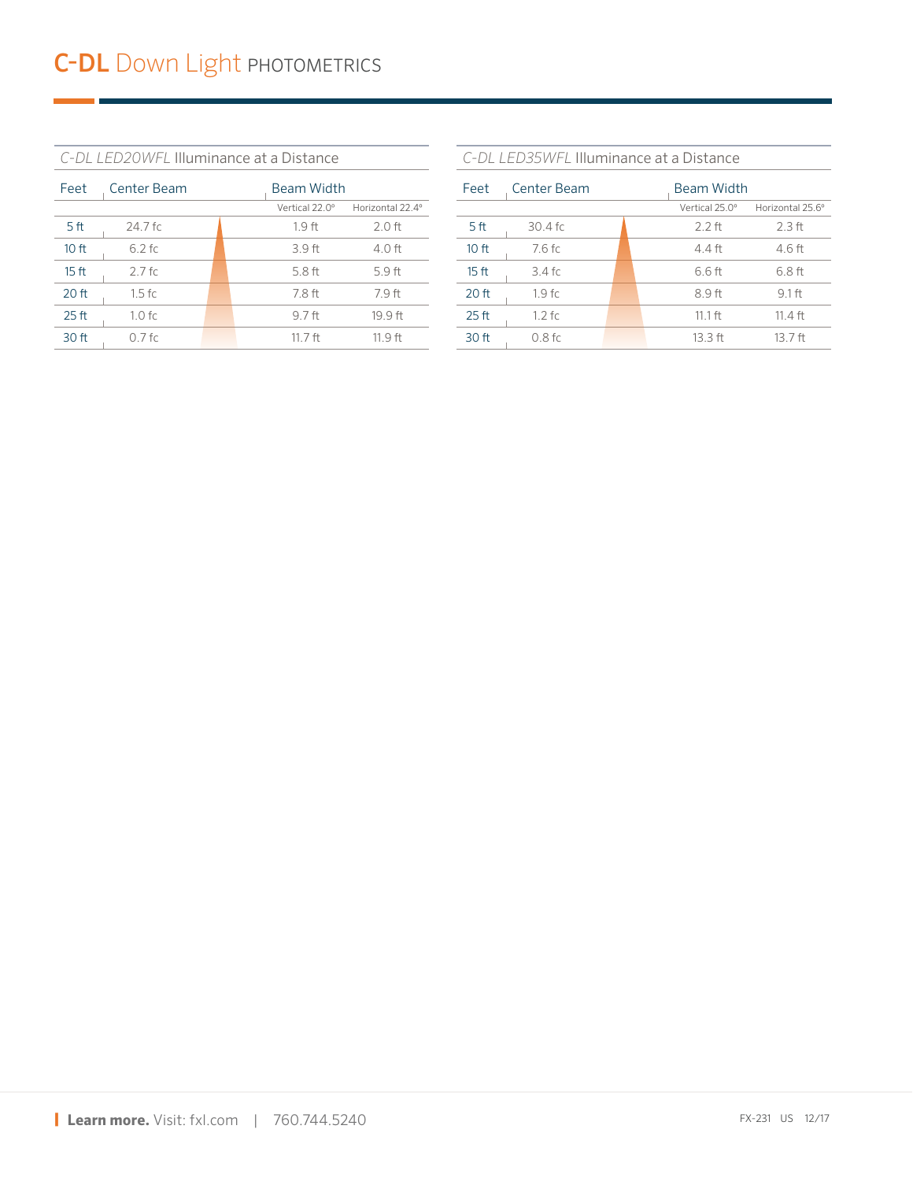# C-DL Down Light PHOTOMETRICS

### *C-DL LED20WFL* Illuminance at a Distance

| Feet | Center Beam | Beam Width | |
|---|---|---|---|
| | | Vertical 22.0° | Horizontal 22.4° |
| 5 ft | 24.7 fc | 1.9 ft | 2.0 ft |
| 10 ft | 6.2 fc | 3.9 ft | 4.0 ft |
| 15 ft | 2.7 fc | 5.8 ft | 5.9 ft |
| 20 ft | 1.5 fc | 7.8 ft | 7.9 ft |
| 25 ft | 1.0 fc | 9.7 ft | 19.9 ft |
| 30 ft | 0.7 fc | 11.7 ft | 11.9 ft |

### *C-DL LED35WFL* Illuminance at a Distance

| Feet | Center Beam | Beam Width | |
|---|---|---|---|
| | | Vertical 25.0° | Horizontal 25.6° |
| 5 ft | 30.4 fc | 2.2 ft | 2.3 ft |
| 10 ft | 7.6 fc | 4.4 ft | 4.6 ft |
| 15 ft | 3.4 fc | 6.6 ft | 6.8 ft |
| 20 ft | 1.9 fc | 8.9 ft | 9.1 ft |
| 25 ft | 1.2 fc | 11.1 ft | 11.4 ft |
| 30 ft | 0.8 fc | 13.3 ft | 13.7 ft |

**Learn more.** Visit: fxl.com | 760.744.5240

FX-231 US 12/17